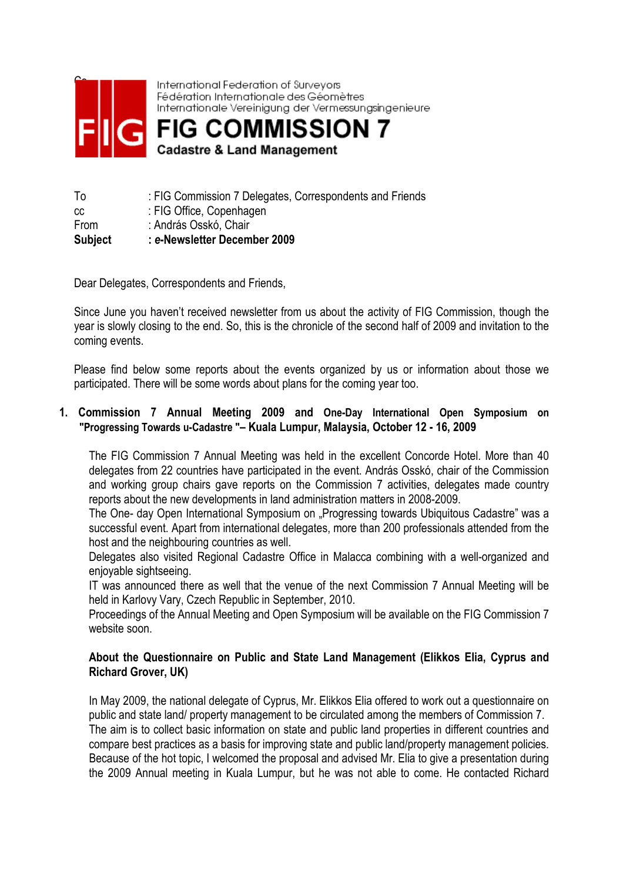International Federation of Surveyors
Fédération Internationale des Géomètres
Internationale Vereinigung der Vermessungsingenieure

# FIG COMMISSION 7

**Cadastre & Land Management**

To : FIG Commission 7 Delegates, Correspondents and Friends
cc : FIG Office, Copenhagen
From : András Osskó, Chair
**Subject : *e*-Newsletter December 2009**

Dear Delegates, Correspondents and Friends,

Since June you haven't received newsletter from us about the activity of FIG Commission, though the year is slowly closing to the end. So, this is the chronicle of the second half of 2009 and invitation to the coming events.

Please find below some reports about the events organized by us or information about those we participated. There will be some words about plans for the coming year too.

## 1. Commission 7 Annual Meeting 2009 and One-Day International Open Symposium on "Progressing Towards u-Cadastre "– Kuala Lumpur, Malaysia, October 12 - 16, 2009

The FIG Commission 7 Annual Meeting was held in the excellent Concorde Hotel. More than 40 delegates from 22 countries have participated in the event. András Osskó, chair of the Commission and working group chairs gave reports on the Commission 7 activities, delegates made country reports about the new developments in land administration matters in 2008-2009.
The One- day Open International Symposium on „Progressing towards Ubiquitous Cadastre" was a successful event. Apart from international delegates, more than 200 professionals attended from the host and the neighbouring countries as well.
Delegates also visited Regional Cadastre Office in Malacca combining with a well-organized and enjoyable sightseeing.
IT was announced there as well that the venue of the next Commission 7 Annual Meeting will be held in Karlovy Vary, Czech Republic in September, 2010.
Proceedings of the Annual Meeting and Open Symposium will be available on the FIG Commission 7 website soon.

### About the Questionnaire on Public and State Land Management (Elikkos Elia, Cyprus and Richard Grover, UK)

In May 2009, the national delegate of Cyprus, Mr. Elikkos Elia offered to work out a questionnaire on public and state land/ property management to be circulated among the members of Commission 7.
The aim is to collect basic information on state and public land properties in different countries and compare best practices as a basis for improving state and public land/property management policies.
Because of the hot topic, I welcomed the proposal and advised Mr. Elia to give a presentation during the 2009 Annual meeting in Kuala Lumpur, but he was not able to come. He contacted Richard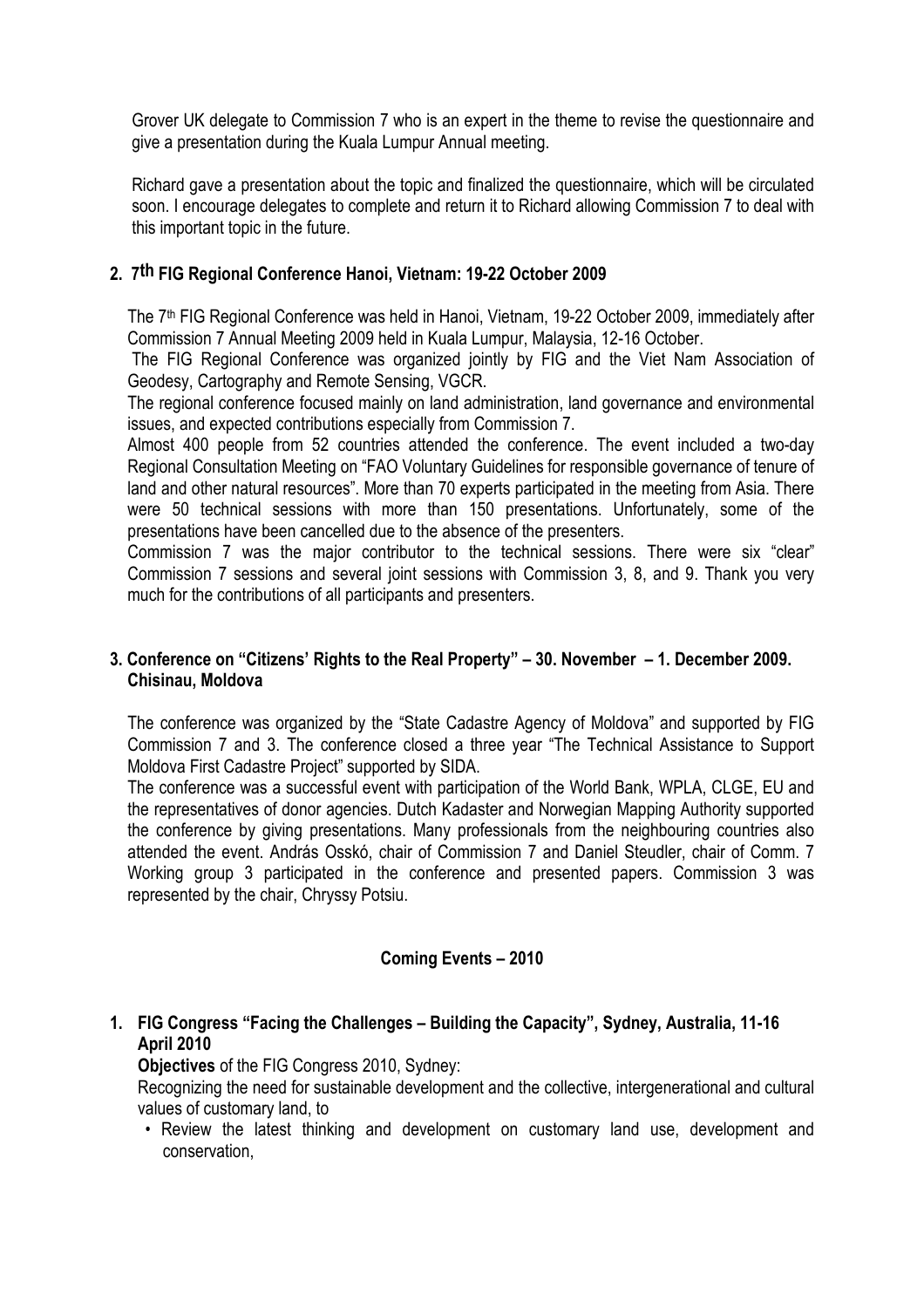Grover UK delegate to Commission 7 who is an expert in the theme to revise the questionnaire and give a presentation during the Kuala Lumpur Annual meeting.

Richard gave a presentation about the topic and finalized the questionnaire, which will be circulated soon. I encourage delegates to complete and return it to Richard allowing Commission 7 to deal with this important topic in the future.

**2. 7th FIG Regional Conference Hanoi, Vietnam: 19-22 October 2009**

The 7th FIG Regional Conference was held in Hanoi, Vietnam, 19-22 October 2009, immediately after Commission 7 Annual Meeting 2009 held in Kuala Lumpur, Malaysia, 12-16 October.

The FIG Regional Conference was organized jointly by FIG and the Viet Nam Association of Geodesy, Cartography and Remote Sensing, VGCR.

The regional conference focused mainly on land administration, land governance and environmental issues, and expected contributions especially from Commission 7.

Almost 400 people from 52 countries attended the conference. The event included a two-day Regional Consultation Meeting on "FAO Voluntary Guidelines for responsible governance of tenure of land and other natural resources". More than 70 experts participated in the meeting from Asia. There were 50 technical sessions with more than 150 presentations. Unfortunately, some of the presentations have been cancelled due to the absence of the presenters.

Commission 7 was the major contributor to the technical sessions. There were six "clear" Commission 7 sessions and several joint sessions with Commission 3, 8, and 9. Thank you very much for the contributions of all participants and presenters.

**3. Conference on "Citizens' Rights to the Real Property" – 30. November – 1. December 2009. Chisinau, Moldova**

The conference was organized by the "State Cadastre Agency of Moldova" and supported by FIG Commission 7 and 3. The conference closed a three year "The Technical Assistance to Support Moldova First Cadastre Project" supported by SIDA.

The conference was a successful event with participation of the World Bank, WPLA, CLGE, EU and the representatives of donor agencies. Dutch Kadaster and Norwegian Mapping Authority supported the conference by giving presentations. Many professionals from the neighbouring countries also attended the event. András Osskó, chair of Commission 7 and Daniel Steudler, chair of Comm. 7 Working group 3 participated in the conference and presented papers. Commission 3 was represented by the chair, Chryssy Potsiu.

## Coming Events – 2010

**1. FIG Congress "Facing the Challenges – Building the Capacity", Sydney, Australia, 11-16 April 2010**

**Objectives** of the FIG Congress 2010, Sydney:

Recognizing the need for sustainable development and the collective, intergenerational and cultural values of customary land, to

- Review the latest thinking and development on customary land use, development and conservation,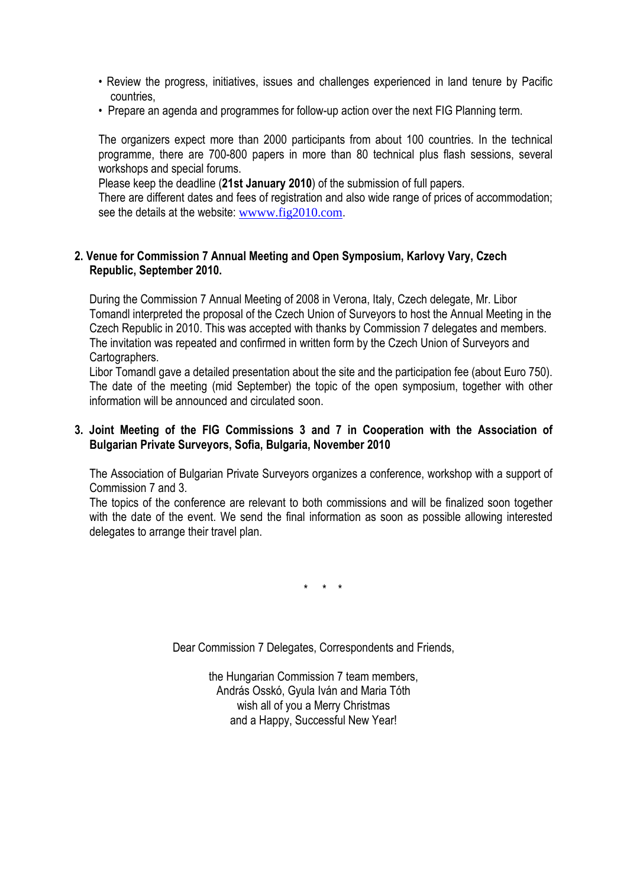- Review the progress, initiatives, issues and challenges experienced in land tenure by Pacific countries,
- Prepare an agenda and programmes for follow-up action over the next FIG Planning term.

The organizers expect more than 2000 participants from about 100 countries. In the technical programme, there are 700-800 papers in more than 80 technical plus flash sessions, several workshops and special forums.
Please keep the deadline (**21st January 2010**) of the submission of full papers.
There are different dates and fees of registration and also wide range of prices of accommodation; see the details at the website: wwww.fig2010.com.

**2. Venue for Commission 7 Annual Meeting and Open Symposium, Karlovy Vary, Czech Republic, September 2010.**

During the Commission 7 Annual Meeting of 2008 in Verona, Italy, Czech delegate, Mr. Libor Tomandl interpreted the proposal of the Czech Union of Surveyors to host the Annual Meeting in the Czech Republic in 2010. This was accepted with thanks by Commission 7 delegates and members. The invitation was repeated and confirmed in written form by the Czech Union of Surveyors and Cartographers.
Libor Tomandl gave a detailed presentation about the site and the participation fee (about Euro 750). The date of the meeting (mid September) the topic of the open symposium, together with other information will be announced and circulated soon.

**3. Joint Meeting of the FIG Commissions 3 and 7 in Cooperation with the Association of Bulgarian Private Surveyors, Sofia, Bulgaria, November 2010**

The Association of Bulgarian Private Surveyors organizes a conference, workshop with a support of Commission 7 and 3.
The topics of the conference are relevant to both commissions and will be finalized soon together with the date of the event. We send the final information as soon as possible allowing interested delegates to arrange their travel plan.

\* \* \*

Dear Commission 7 Delegates, Correspondents and Friends,

the Hungarian Commission 7 team members,
András Osskó, Gyula Iván and Maria Tóth
wish all of you a Merry Christmas
and a Happy, Successful New Year!